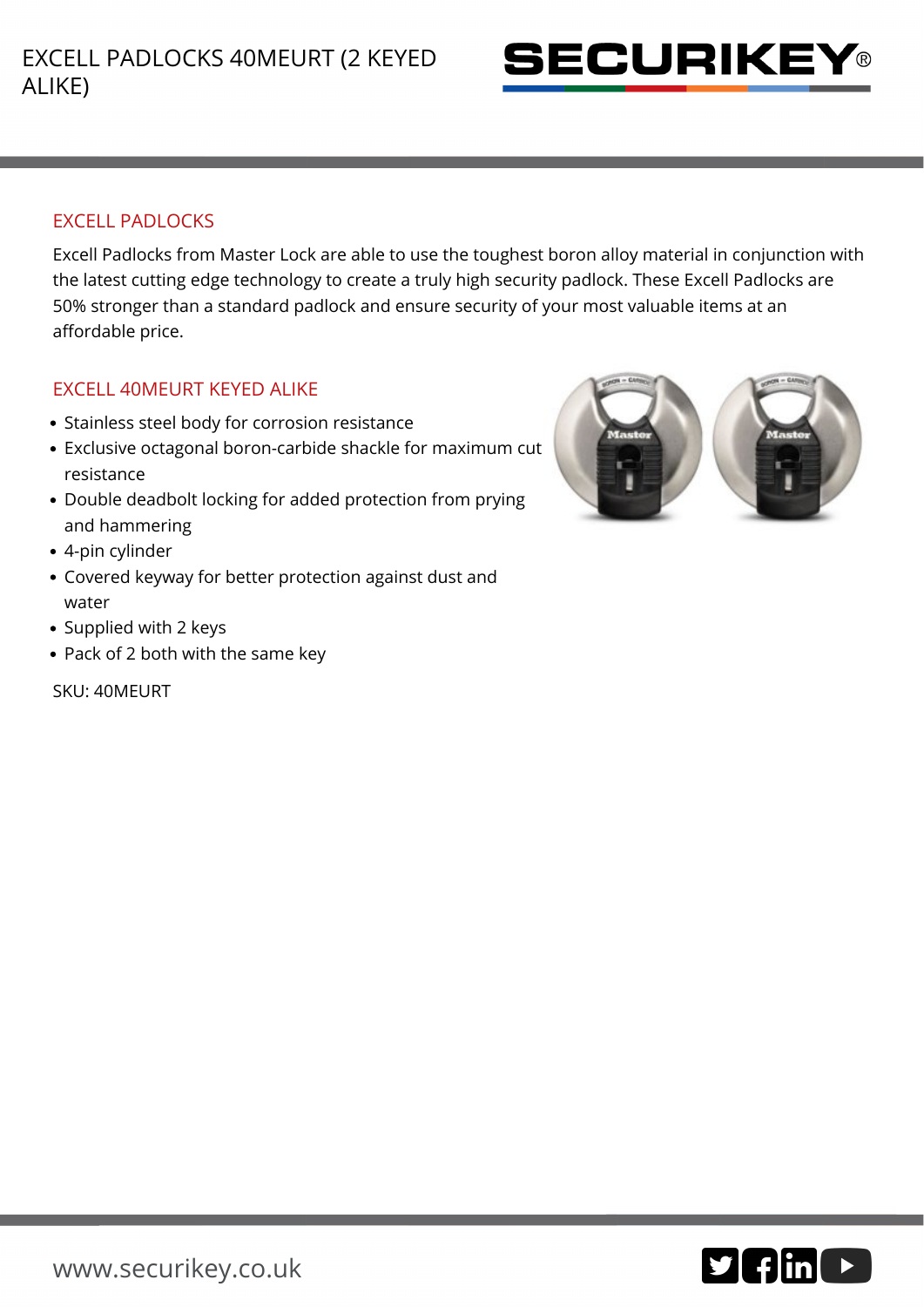# EXCELL PADLOCKS 40MEURT (2 KEYED ALIKE)

SECURIKEY®

## EXCELL PADLOCKS

Excell Padlocks from Master Lock are able to use the toughest boron alloy material in conjunction with the latest cutting edge technology to create a truly high security padlock. These Excell Padlocks are 50% stronger than a standard padlock and ensure security of your most valuable items at an affordable price.

## EXCELL 40MEURT KEYED ALIKE

- Stainless steel body for corrosion resistance
- Exclusive octagonal boron-carbide shackle for maximum cut resistance
- Double deadbolt locking for added protection from prying and hammering
- 4-pin cylinder
- Covered keyway for better protection against dust and water
- Supplied with 2 keys
- Pack of 2 both with the same key

SKU: 40MEURT

www.securikey.co.uk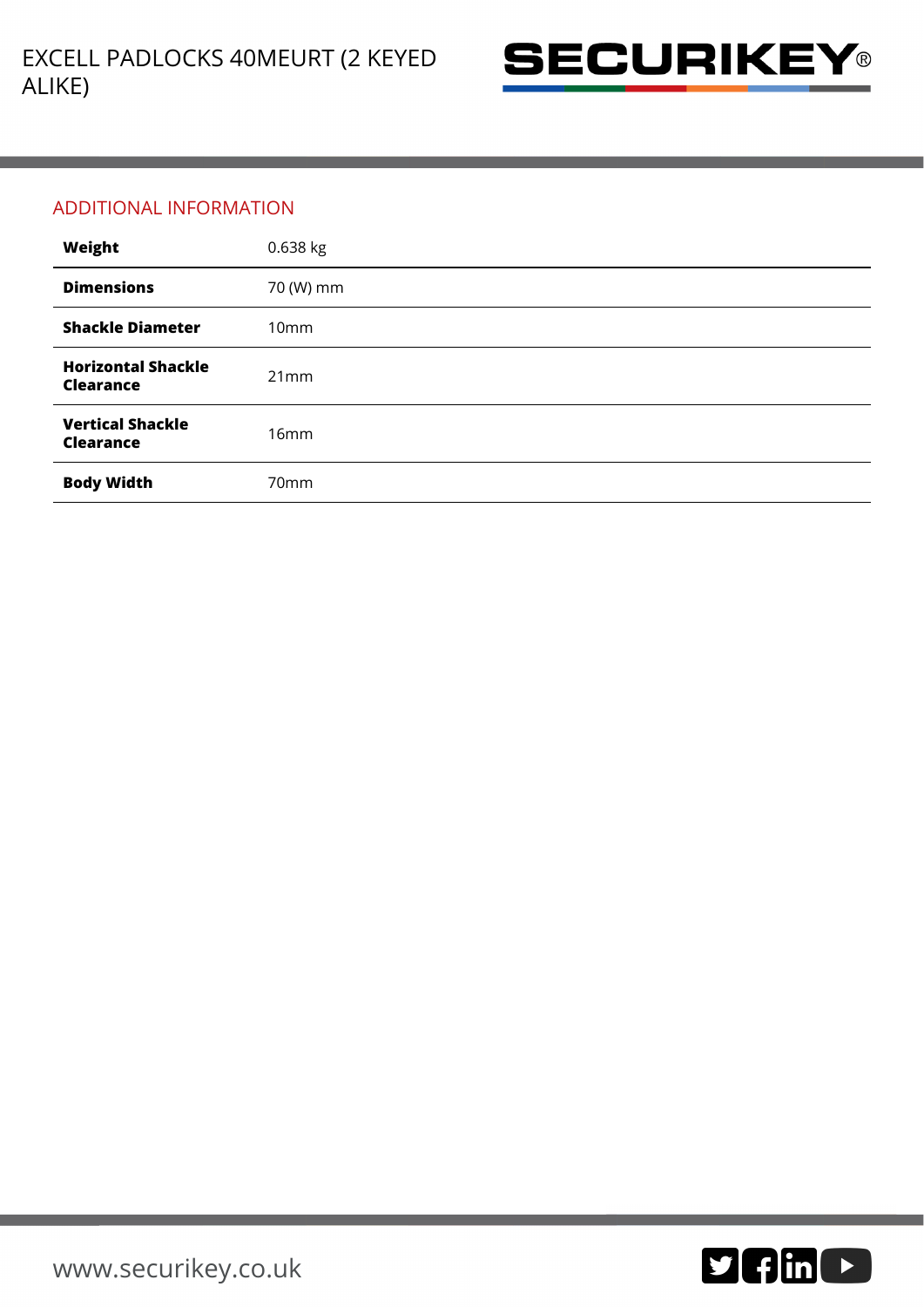## ADDITIONAL INFORMATION

| | |
|---|---|
| **Weight** | 0.638 kg |
| **Dimensions** | 70 (W) mm |
| **Shackle Diameter** | 10mm |
| **Horizontal Shackle Clearance** | 21mm |
| **Vertical Shackle Clearance** | 16mm |
| **Body Width** | 70mm |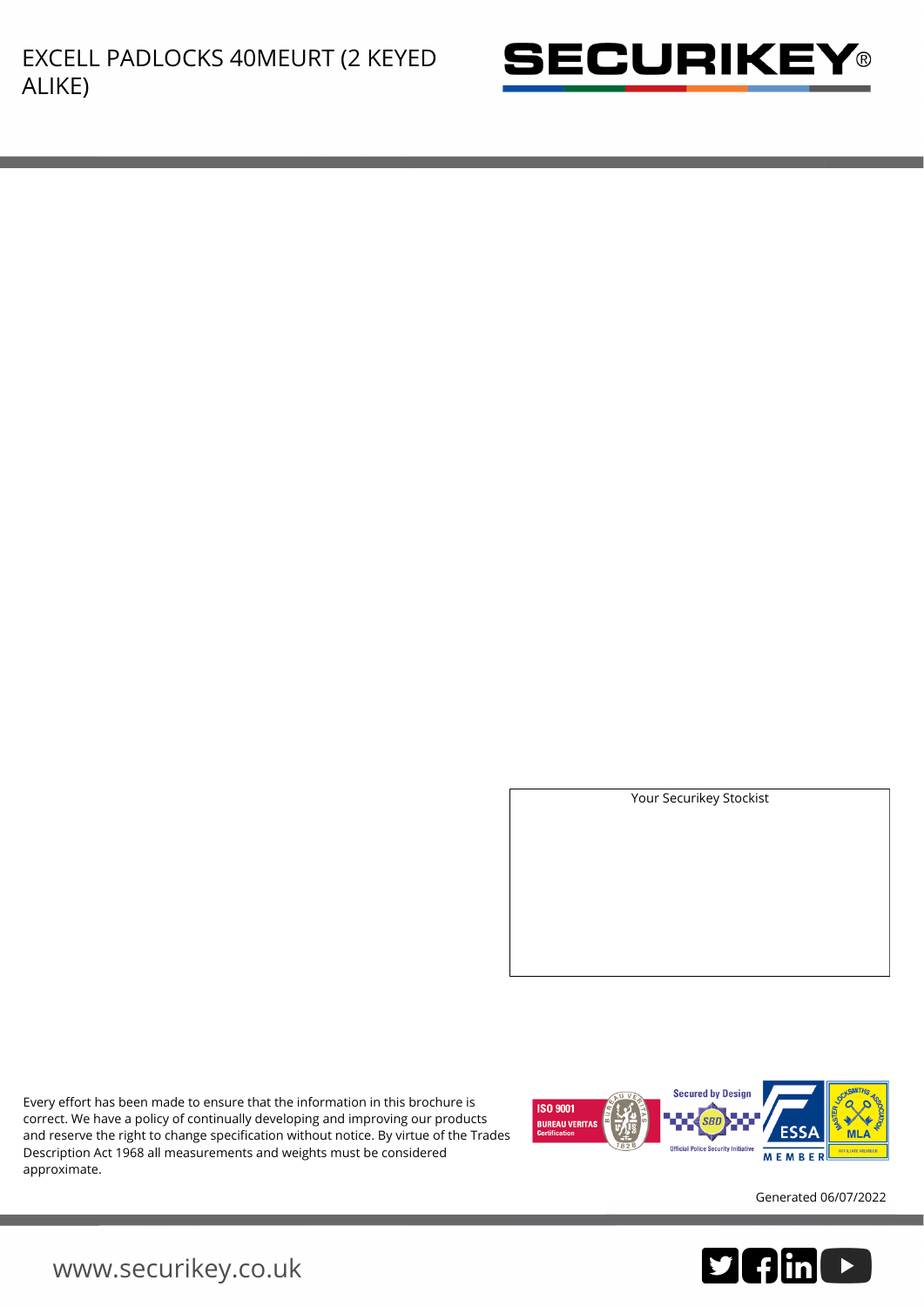# EXCELL PADLOCKS 40MEURT (2 KEYED ALIKE)

Your Securikey Stockist

Every effort has been made to ensure that the information in this brochure is correct. We have a policy of continually developing and improving our products and reserve the right to change specification without notice. By virtue of the Trades Description Act 1968 all measurements and weights must be considered approximate.

Generated 06/07/2022

www.securikey.co.uk